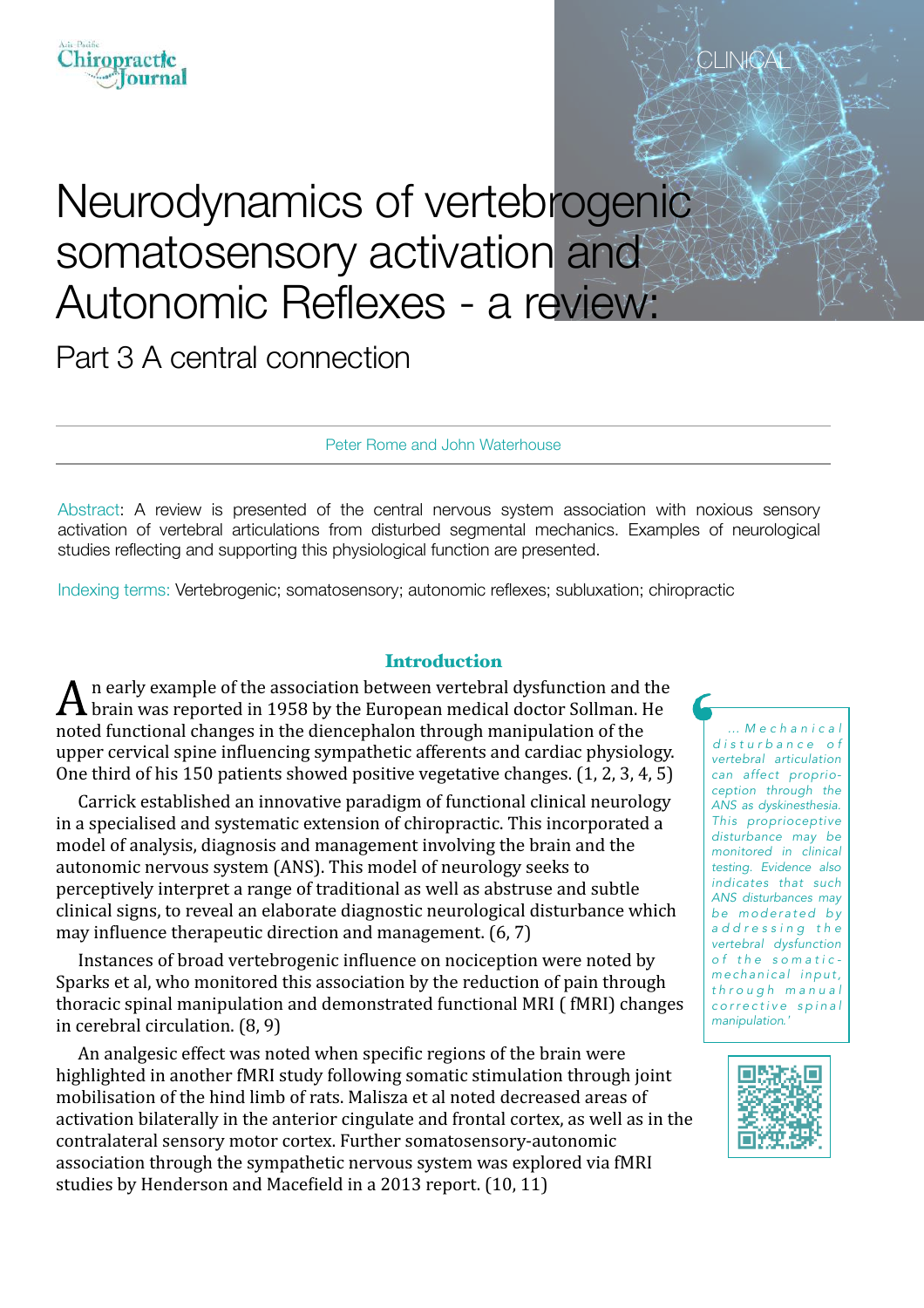CLINICAL

# Neurodynamics of vertebrogenic somatosensory activation and Autonomic Reflexes - a review:

## Part 3 A central connection

Peter Rome and John Waterhouse

Abstract: A review is presented of the central nervous system association with noxious sensory activation of vertebral articulations from disturbed segmental mechanics. Examples of neurological studies reflecting and supporting this physiological function are presented.

Indexing terms: Vertebrogenic; somatosensory; autonomic reflexes; subluxation; chiropractic

### Introduction

An early example of the association between vertebral dysfunction and the brain was reported in 1958 by the European medical doctor Sollman. He noted functional changes in the diencephalon through manipulation of the upper cervical spine influencing sympathetic afferents and cardiac physiology. One third of his 150 patients showed positive vegetative changes. (1, 2, 3, 4, 5)

Carrick established an innovative paradigm of functional clinical neurology in a specialised and systematic extension of chiropractic. This incorporated a model of analysis, diagnosis and management involving the brain and the autonomic nervous system (ANS). This model of neurology seeks to perceptively interpret a range of traditional as well as abstruse and subtle clinical signs, to reveal an elaborate diagnostic neurological disturbance which may influence therapeutic direction and management. (6, 7)

Instances of broad vertebrogenic influence on nociception were noted by Sparks et al, who monitored this association by the reduction of pain through thoracic spinal manipulation and demonstrated functional MRI ( fMRI) changes in cerebral circulation. (8, 9)

An analgesic effect was noted when specific regions of the brain were highlighted in another fMRI study following somatic stimulation through joint mobilisation of the hind limb of rats. Malisza et al noted decreased areas of activation bilaterally in the anterior cingulate and frontal cortex, as well as in the contralateral sensory motor cortex. Further somatosensory-autonomic association through the sympathetic nervous system was explored via fMRI studies by Henderson and Macefield in a 2013 report. (10, 11)

> *... Mechanical disturbance of vertebral articulation can affect proprioception through the ANS as dyskinesthesia. This proprioceptive disturbance may be monitored in clinical testing. Evidence also indicates that such ANS disturbances may be moderated by addressing the vertebral dysfunction of the somatic-mechanical input, through manual corrective spinal manipulation.'*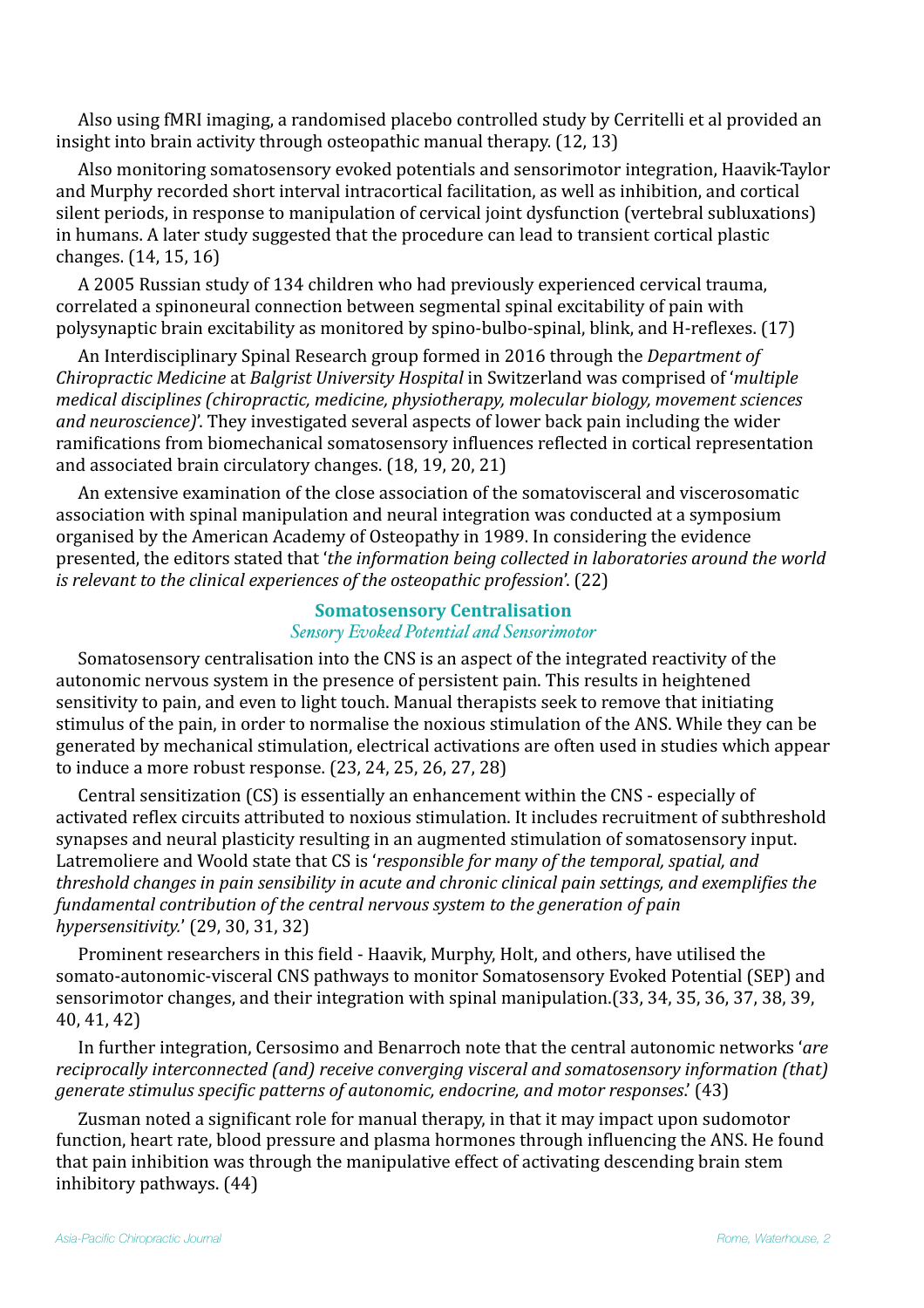Also using fMRI imaging, a randomised placebo controlled study by Cerritelli et al provided an insight into brain activity through osteopathic manual therapy. (12, 13)

Also monitoring somatosensory evoked potentials and sensorimotor integration, Haavik-Taylor and Murphy recorded short interval intracortical facilitation, as well as inhibition, and cortical silent periods, in response to manipulation of cervical joint dysfunction (vertebral subluxations) in humans. A later study suggested that the procedure can lead to transient cortical plastic changes. (14, 15, 16)

A 2005 Russian study of 134 children who had previously experienced cervical trauma, correlated a spinoneural connection between segmental spinal excitability of pain with polysynaptic brain excitability as monitored by spino-bulbo-spinal, blink, and H-reflexes. (17)

An Interdisciplinary Spinal Research group formed in 2016 through the *Department of Chiropractic Medicine* at *Balgrist University Hospital* in Switzerland was comprised of '*multiple medical disciplines (chiropractic, medicine, physiotherapy, molecular biology, movement sciences and neuroscience)*'. They investigated several aspects of lower back pain including the wider ramifications from biomechanical somatosensory influences reflected in cortical representation and associated brain circulatory changes. (18, 19, 20, 21)

An extensive examination of the close association of the somatovisceral and viscerosomatic association with spinal manipulation and neural integration was conducted at a symposium organised by the American Academy of Osteopathy in 1989. In considering the evidence presented, the editors stated that '*the information being collected in laboratories around the world is relevant to the clinical experiences of the osteopathic profession*'. (22)

## Somatosensory Centralisation

### *Sensory Evoked Potential and Sensorimotor*

Somatosensory centralisation into the CNS is an aspect of the integrated reactivity of the autonomic nervous system in the presence of persistent pain. This results in heightened sensitivity to pain, and even to light touch. Manual therapists seek to remove that initiating stimulus of the pain, in order to normalise the noxious stimulation of the ANS. While they can be generated by mechanical stimulation, electrical activations are often used in studies which appear to induce a more robust response. (23, 24, 25, 26, 27, 28)

Central sensitization (CS) is essentially an enhancement within the CNS - especially of activated reflex circuits attributed to noxious stimulation. It includes recruitment of subthreshold synapses and neural plasticity resulting in an augmented stimulation of somatosensory input. Latremoliere and Woold state that CS is '*responsible for many of the temporal, spatial, and threshold changes in pain sensibility in acute and chronic clinical pain settings, and exemplifies the fundamental contribution of the central nervous system to the generation of pain hypersensitivity.*' (29, 30, 31, 32)

Prominent researchers in this field - Haavik, Murphy, Holt, and others, have utilised the somato-autonomic-visceral CNS pathways to monitor Somatosensory Evoked Potential (SEP) and sensorimotor changes, and their integration with spinal manipulation.(33, 34, 35, 36, 37, 38, 39, 40, 41, 42)

In further integration, Cersosimo and Benarroch note that the central autonomic networks '*are reciprocally interconnected (and) receive converging visceral and somatosensory information (that) generate stimulus specific patterns of autonomic, endocrine, and motor responses.*' (43)

Zusman noted a significant role for manual therapy, in that it may impact upon sudomotor function, heart rate, blood pressure and plasma hormones through influencing the ANS. He found that pain inhibition was through the manipulative effect of activating descending brain stem inhibitory pathways. (44)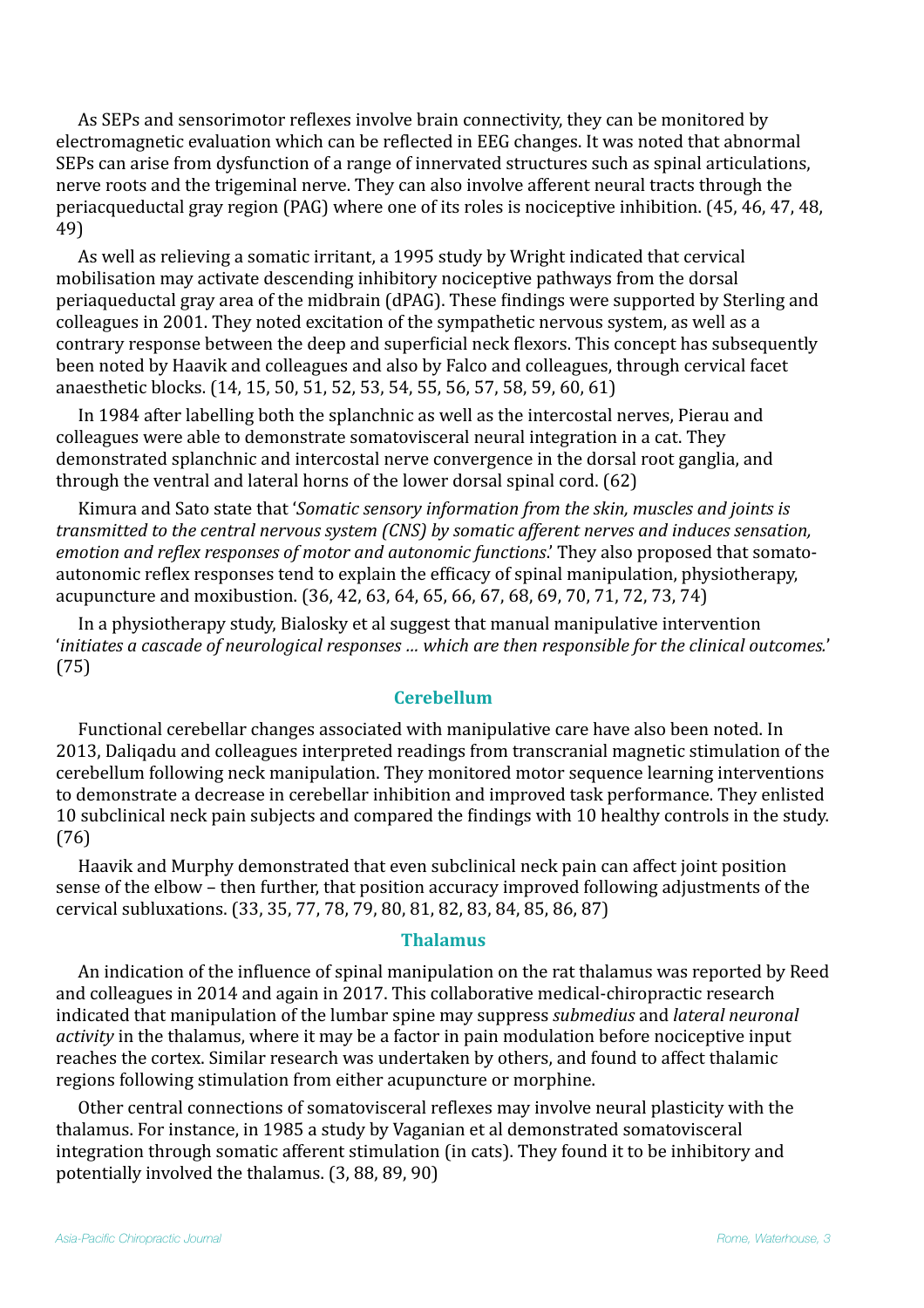As SEPs and sensorimotor reflexes involve brain connectivity, they can be monitored by electromagnetic evaluation which can be reflected in EEG changes. It was noted that abnormal SEPs can arise from dysfunction of a range of innervated structures such as spinal articulations, nerve roots and the trigeminal nerve. They can also involve afferent neural tracts through the periacqueductal gray region (PAG) where one of its roles is nociceptive inhibition. (45, 46, 47, 48, 49)

As well as relieving a somatic irritant, a 1995 study by Wright indicated that cervical mobilisation may activate descending inhibitory nociceptive pathways from the dorsal periaqueductal gray area of the midbrain (dPAG). These findings were supported by Sterling and colleagues in 2001. They noted excitation of the sympathetic nervous system, as well as a contrary response between the deep and superficial neck flexors. This concept has subsequently been noted by Haavik and colleagues and also by Falco and colleagues, through cervical facet anaesthetic blocks. (14, 15, 50, 51, 52, 53, 54, 55, 56, 57, 58, 59, 60, 61)

In 1984 after labelling both the splanchnic as well as the intercostal nerves, Pierau and colleagues were able to demonstrate somatovisceral neural integration in a cat. They demonstrated splanchnic and intercostal nerve convergence in the dorsal root ganglia, and through the ventral and lateral horns of the lower dorsal spinal cord. (62)

Kimura and Sato state that '*Somatic sensory information from the skin, muscles and joints is transmitted to the central nervous system (CNS) by somatic afferent nerves and induces sensation, emotion and reflex responses of motor and autonomic functions*.' They also proposed that somato-autonomic reflex responses tend to explain the efficacy of spinal manipulation, physiotherapy, acupuncture and moxibustion. (36, 42, 63, 64, 65, 66, 67, 68, 69, 70, 71, 72, 73, 74)

In a physiotherapy study, Bialosky et al suggest that manual manipulative intervention '*initiates a cascade of neurological responses … which are then responsible for the clinical outcomes.*' (75)

## Cerebellum

Functional cerebellar changes associated with manipulative care have also been noted. In 2013, Daliqadu and colleagues interpreted readings from transcranial magnetic stimulation of the cerebellum following neck manipulation. They monitored motor sequence learning interventions to demonstrate a decrease in cerebellar inhibition and improved task performance. They enlisted 10 subclinical neck pain subjects and compared the findings with 10 healthy controls in the study. (76)

Haavik and Murphy demonstrated that even subclinical neck pain can affect joint position sense of the elbow – then further, that position accuracy improved following adjustments of the cervical subluxations. (33, 35, 77, 78, 79, 80, 81, 82, 83, 84, 85, 86, 87)

## Thalamus

An indication of the influence of spinal manipulation on the rat thalamus was reported by Reed and colleagues in 2014 and again in 2017. This collaborative medical-chiropractic research indicated that manipulation of the lumbar spine may suppress *submedius* and *lateral neuronal activity* in the thalamus, where it may be a factor in pain modulation before nociceptive input reaches the cortex. Similar research was undertaken by others, and found to affect thalamic regions following stimulation from either acupuncture or morphine.

Other central connections of somatovisceral reflexes may involve neural plasticity with the thalamus. For instance, in 1985 a study by Vaganian et al demonstrated somatovisceral integration through somatic afferent stimulation (in cats). They found it to be inhibitory and potentially involved the thalamus. (3, 88, 89, 90)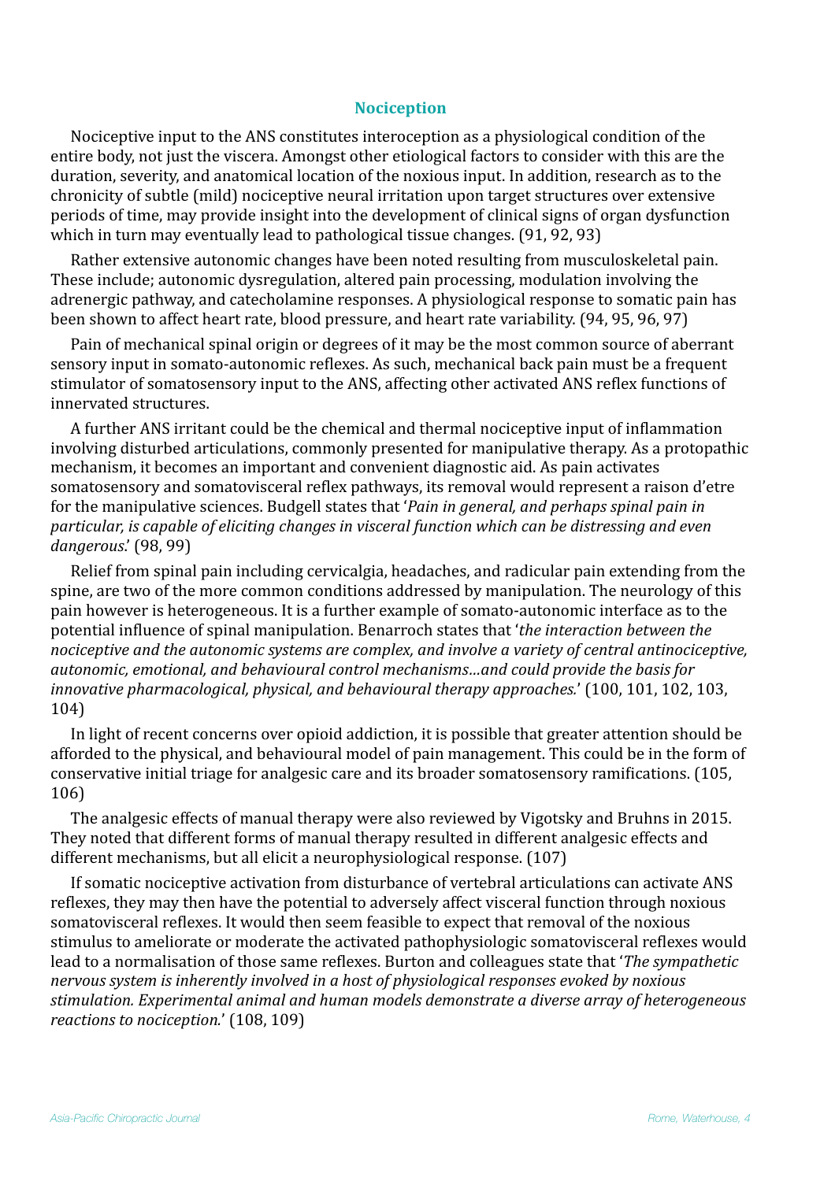## Nociception

Nociceptive input to the ANS constitutes interoception as a physiological condition of the entire body, not just the viscera. Amongst other etiological factors to consider with this are the duration, severity, and anatomical location of the noxious input. In addition, research as to the chronicity of subtle (mild) nociceptive neural irritation upon target structures over extensive periods of time, may provide insight into the development of clinical signs of organ dysfunction which in turn may eventually lead to pathological tissue changes. (91, 92, 93)

Rather extensive autonomic changes have been noted resulting from musculoskeletal pain. These include; autonomic dysregulation, altered pain processing, modulation involving the adrenergic pathway, and catecholamine responses. A physiological response to somatic pain has been shown to affect heart rate, blood pressure, and heart rate variability. (94, 95, 96, 97)

Pain of mechanical spinal origin or degrees of it may be the most common source of aberrant sensory input in somato-autonomic reflexes. As such, mechanical back pain must be a frequent stimulator of somatosensory input to the ANS, affecting other activated ANS reflex functions of innervated structures.

A further ANS irritant could be the chemical and thermal nociceptive input of inflammation involving disturbed articulations, commonly presented for manipulative therapy. As a protopathic mechanism, it becomes an important and convenient diagnostic aid. As pain activates somatosensory and somatovisceral reflex pathways, its removal would represent a raison d'etre for the manipulative sciences. Budgell states that '*Pain in general, and perhaps spinal pain in particular, is capable of eliciting changes in visceral function which can be distressing and even dangerous*.' (98, 99)

Relief from spinal pain including cervicalgia, headaches, and radicular pain extending from the spine, are two of the more common conditions addressed by manipulation. The neurology of this pain however is heterogeneous. It is a further example of somato-autonomic interface as to the potential influence of spinal manipulation. Benarroch states that '*the interaction between the nociceptive and the autonomic systems are complex, and involve a variety of central antinociceptive, autonomic, emotional, and behavioural control mechanisms…and could provide the basis for innovative pharmacological, physical, and behavioural therapy approaches.*' (100, 101, 102, 103, 104)

In light of recent concerns over opioid addiction, it is possible that greater attention should be afforded to the physical, and behavioural model of pain management. This could be in the form of conservative initial triage for analgesic care and its broader somatosensory ramifications. (105, 106)

The analgesic effects of manual therapy were also reviewed by Vigotsky and Bruhns in 2015. They noted that different forms of manual therapy resulted in different analgesic effects and different mechanisms, but all elicit a neurophysiological response. (107)

If somatic nociceptive activation from disturbance of vertebral articulations can activate ANS reflexes, they may then have the potential to adversely affect visceral function through noxious somatovisceral reflexes. It would then seem feasible to expect that removal of the noxious stimulus to ameliorate or moderate the activated pathophysiologic somatovisceral reflexes would lead to a normalisation of those same reflexes. Burton and colleagues state that '*The sympathetic nervous system is inherently involved in a host of physiological responses evoked by noxious stimulation. Experimental animal and human models demonstrate a diverse array of heterogeneous reactions to nociception.*' (108, 109)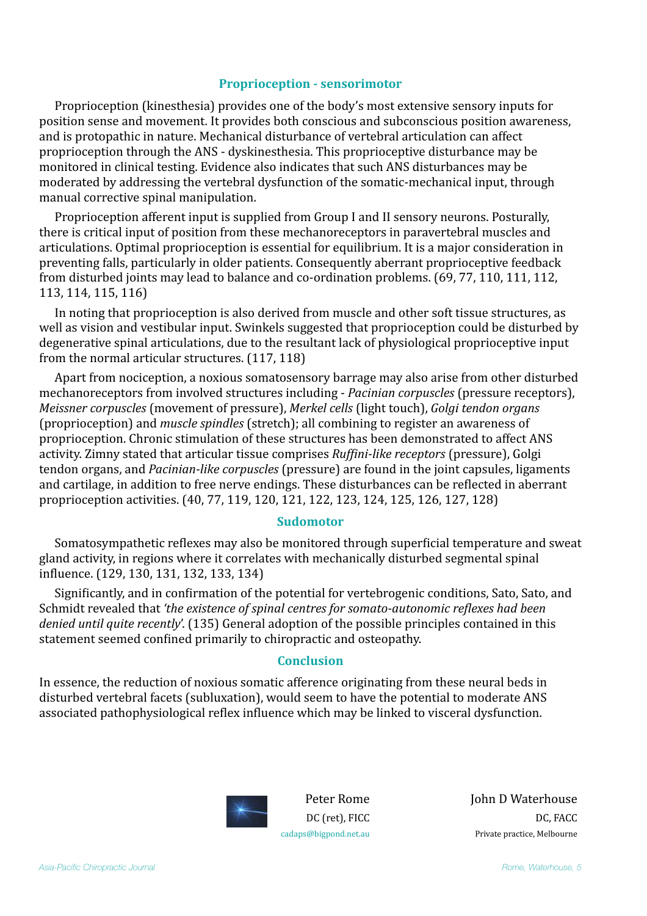## Proprioception - sensorimotor

Proprioception (kinesthesia) provides one of the body's most extensive sensory inputs for position sense and movement. It provides both conscious and subconscious position awareness, and is protopathic in nature. Mechanical disturbance of vertebral articulation can affect proprioception through the ANS - dyskinesthesia. This proprioceptive disturbance may be monitored in clinical testing. Evidence also indicates that such ANS disturbances may be moderated by addressing the vertebral dysfunction of the somatic-mechanical input, through manual corrective spinal manipulation.

Proprioception afferent input is supplied from Group I and II sensory neurons. Posturally, there is critical input of position from these mechanoreceptors in paravertebral muscles and articulations. Optimal proprioception is essential for equilibrium. It is a major consideration in preventing falls, particularly in older patients. Consequently aberrant proprioceptive feedback from disturbed joints may lead to balance and co-ordination problems. (69, 77, 110, 111, 112, 113, 114, 115, 116)

In noting that proprioception is also derived from muscle and other soft tissue structures, as well as vision and vestibular input. Swinkels suggested that proprioception could be disturbed by degenerative spinal articulations, due to the resultant lack of physiological proprioceptive input from the normal articular structures. (117, 118)

Apart from nociception, a noxious somatosensory barrage may also arise from other disturbed mechanoreceptors from involved structures including - *Pacinian corpuscles* (pressure receptors), *Meissner corpuscles* (movement of pressure), *Merkel cells* (light touch), *Golgi tendon organs* (proprioception) and *muscle spindles* (stretch); all combining to register an awareness of proprioception. Chronic stimulation of these structures has been demonstrated to affect ANS activity. Zimny stated that articular tissue comprises *Ruffini-like receptors* (pressure), Golgi tendon organs, and *Pacinian-like corpuscles* (pressure) are found in the joint capsules, ligaments and cartilage, in addition to free nerve endings. These disturbances can be reflected in aberrant proprioception activities. (40, 77, 119, 120, 121, 122, 123, 124, 125, 126, 127, 128)

## Sudomotor

Somatosympathetic reflexes may also be monitored through superficial temperature and sweat gland activity, in regions where it correlates with mechanically disturbed segmental spinal influence. (129, 130, 131, 132, 133, 134)

Significantly, and in confirmation of the potential for vertebrogenic conditions, Sato, Sato, and Schmidt revealed that *'the existence of spinal centres for somato-autonomic reflexes had been denied until quite recently'*. (135) General adoption of the possible principles contained in this statement seemed confined primarily to chiropractic and osteopathy.

## Conclusion

In essence, the reduction of noxious somatic afference originating from these neural beds in disturbed vertebral facets (subluxation), would seem to have the potential to moderate ANS associated pathophysiological reflex influence which may be linked to visceral dysfunction.

Peter Rome
DC (ret), FICC
cadaps@bigpond.net.au

John D Waterhouse
DC, FACC
Private practice, Melbourne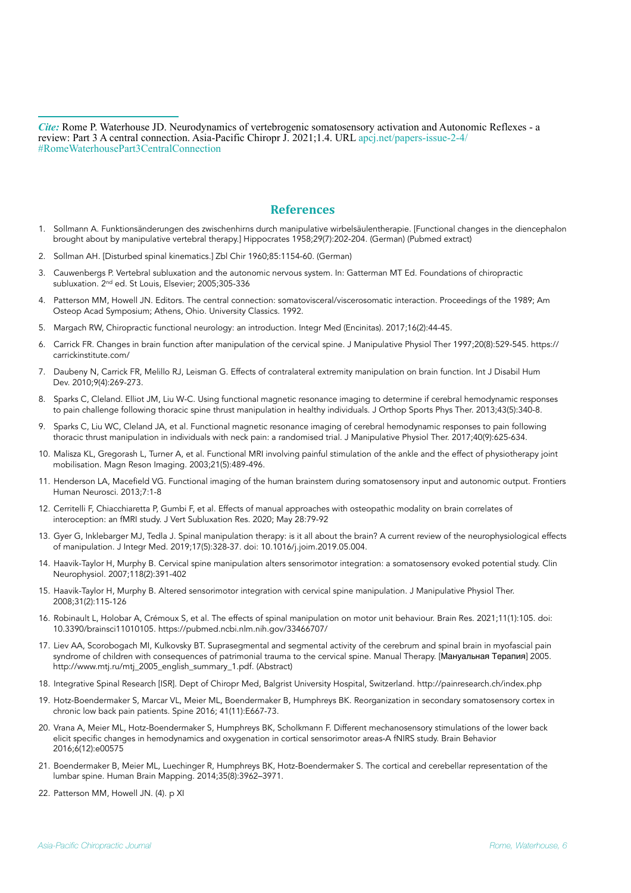*Cite:* Rome P. Waterhouse JD. Neurodynamics of vertebrogenic somatosensory activation and Autonomic Reflexes - a review: Part 3 A central connection. Asia-Pacific Chiropr J. 2021;1.4. URL apcj.net/papers-issue-2-4/#RomeWaterhousePart3CentralConnection

## References

1. Sollmann A. Funktionsänderungen des zwischenhirns durch manipulative wirbelsäulentherapie. [Functional changes in the diencephalon brought about by manipulative vertebral therapy.] Hippocrates 1958;29(7):202-204. (German) (Pubmed extract)
2. Sollman AH. [Disturbed spinal kinematics.] Zbl Chir 1960;85:1154-60. (German)
3. Cauwenbergs P. Vertebral subluxation and the autonomic nervous system. In: Gatterman MT Ed. Foundations of chiropractic subluxation. 2nd ed. St Louis, Elsevier; 2005;305-336
4. Patterson MM, Howell JN. Editors. The central connection: somatovisceral/viscerosomatic interaction. Proceedings of the 1989; Am Osteop Acad Symposium; Athens, Ohio. University Classics. 1992.
5. Margach RW, Chiropractic functional neurology: an introduction. Integr Med (Encinitas). 2017;16(2):44-45.
6. Carrick FR. Changes in brain function after manipulation of the cervical spine. J Manipulative Physiol Ther 1997;20(8):529-545. https://carrickinstitute.com/
7. Daubeny N, Carrick FR, Melillo RJ, Leisman G. Effects of contralateral extremity manipulation on brain function. Int J Disabil Hum Dev. 2010;9(4):269-273.
8. Sparks C, Cleland. Elliot JM, Liu W-C. Using functional magnetic resonance imaging to determine if cerebral hemodynamic responses to pain challenge following thoracic spine thrust manipulation in healthy individuals. J Orthop Sports Phys Ther. 2013;43(5):340-8.
9. Sparks C, Liu WC, Cleland JA, et al. Functional magnetic resonance imaging of cerebral hemodynamic responses to pain following thoracic thrust manipulation in individuals with neck pain: a randomised trial. J Manipulative Physiol Ther. 2017;40(9):625-634.
10. Malisza KL, Gregorash L, Turner A, et al. Functional MRI involving painful stimulation of the ankle and the effect of physiotherapy joint mobilisation. Magn Reson Imaging. 2003;21(5):489-496.
11. Henderson LA, Macefield VG. Functional imaging of the human brainstem during somatosensory input and autonomic output. Frontiers Human Neurosci. 2013;7:1-8
12. Cerritelli F, Chiacchiaretta P, Gumbi F, et al. Effects of manual approaches with osteopathic modality on brain correlates of interoception: an fMRI study. J Vert Subluxation Res. 2020; May 28:79-92
13. Gyer G, Inklebarger MJ, Tedla J. Spinal manipulation therapy: is it all about the brain? A current review of the neurophysiological effects of manipulation. J Integr Med. 2019;17(5):328-37. doi: 10.1016/j.joim.2019.05.004.
14. Haavik-Taylor H, Murphy B. Cervical spine manipulation alters sensorimotor integration: a somatosensory evoked potential study. Clin Neurophysiol. 2007;118(2):391-402
15. Haavik-Taylor H, Murphy B. Altered sensorimotor integration with cervical spine manipulation. J Manipulative Physiol Ther. 2008;31(2):115-126
16. Robinault L, Holobar A, Crémoux S, et al. The effects of spinal manipulation on motor unit behaviour. Brain Res. 2021;11(1):105. doi: 10.3390/brainsci11010105. https://pubmed.ncbi.nlm.nih.gov/33466707/
17. Liev AA, Scorobogach MI, Kulkovsky BT. Suprasegmental and segmental activity of the cerebrum and spinal brain in myofascial pain syndrome of children with consequences of patrimonial trauma to the cervical spine. Manual Therapy. [Мануальная Терапия] 2005. http://www.mtj.ru/mtj_2005_english_summary_1.pdf. (Abstract)
18. Integrative Spinal Research [ISR]. Dept of Chiropr Med, Balgrist University Hospital, Switzerland. http://painresearch.ch/index.php
19. Hotz-Boendermaker S, Marcar VL, Meier ML, Boendermaker B, Humphreys BK. Reorganization in secondary somatosensory cortex in chronic low back pain patients. Spine 2016; 41(11):E667-73.
20. Vrana A, Meier ML, Hotz-Boendermaker S, Humphreys BK, Scholkmann F. Different mechanosensory stimulations of the lower back elicit specific changes in hemodynamics and oxygenation in cortical sensorimotor areas-A fNIRS study. Brain Behavior 2016;6(12):e00575
21. Boendermaker B, Meier ML, Luechinger R, Humphreys BK, Hotz-Boendermaker S. The cortical and cerebellar representation of the lumbar spine. Human Brain Mapping. 2014;35(8):3962–3971.
22. Patterson MM, Howell JN. (4). p XI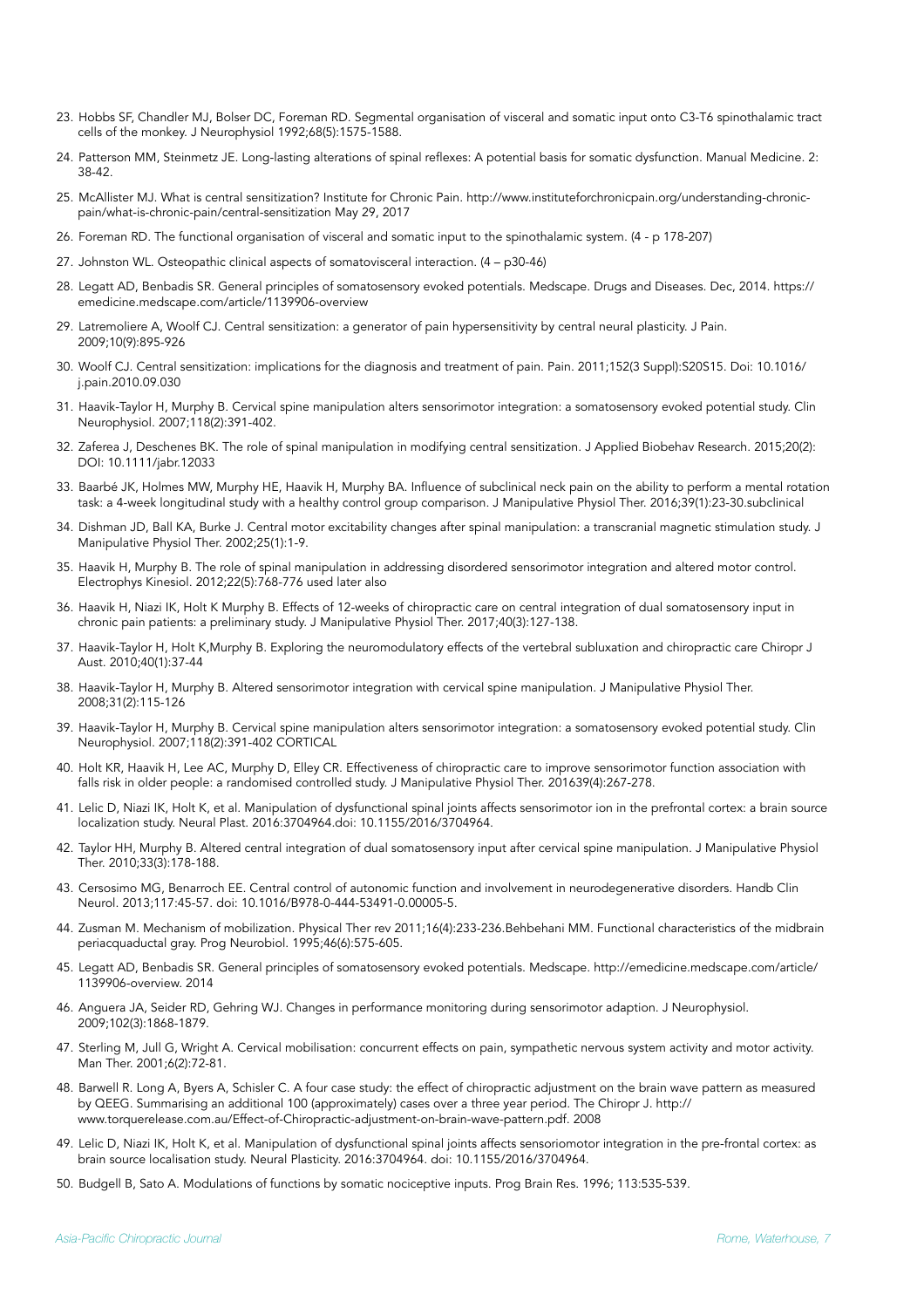23. Hobbs SF, Chandler MJ, Bolser DC, Foreman RD. Segmental organisation of visceral and somatic input onto C3-T6 spinothalamic tract cells of the monkey. J Neurophysiol 1992;68(5):1575-1588.
24. Patterson MM, Steinmetz JE. Long-lasting alterations of spinal reflexes: A potential basis for somatic dysfunction. Manual Medicine. 2: 38-42.
25. McAllister MJ. What is central sensitization? Institute for Chronic Pain. http://www.instituteforchronicpain.org/understanding-chronic-pain/what-is-chronic-pain/central-sensitization May 29, 2017
26. Foreman RD. The functional organisation of visceral and somatic input to the spinothalamic system. (4 - p 178-207)
27. Johnston WL. Osteopathic clinical aspects of somatovisceral interaction. (4 – p30-46)
28. Legatt AD, Benbadis SR. General principles of somatosensory evoked potentials. Medscape. Drugs and Diseases. Dec, 2014. https://emedicine.medscape.com/article/1139906-overview
29. Latremoliere A, Woolf CJ. Central sensitization: a generator of pain hypersensitivity by central neural plasticity. J Pain. 2009;10(9):895-926
30. Woolf CJ. Central sensitization: implications for the diagnosis and treatment of pain. Pain. 2011;152(3 Suppl):S20S15. Doi: 10.1016/j.pain.2010.09.030
31. Haavik-Taylor H, Murphy B. Cervical spine manipulation alters sensorimotor integration: a somatosensory evoked potential study. Clin Neurophysiol. 2007;118(2):391-402.
32. Zaferea J, Deschenes BK. The role of spinal manipulation in modifying central sensitization. J Applied Biobehav Research. 2015;20(2): DOI: 10.1111/jabr.12033
33. Baarbé JK, Holmes MW, Murphy HE, Haavik H, Murphy BA. Influence of subclinical neck pain on the ability to perform a mental rotation task: a 4-week longitudinal study with a healthy control group comparison. J Manipulative Physiol Ther. 2016;39(1):23-30.subclinical
34. Dishman JD, Ball KA, Burke J. Central motor excitability changes after spinal manipulation: a transcranial magnetic stimulation study. J Manipulative Physiol Ther. 2002;25(1):1-9.
35. Haavik H, Murphy B. The role of spinal manipulation in addressing disordered sensorimotor integration and altered motor control. Electrophys Kinesiol. 2012;22(5):768-776 used later also
36. Haavik H, Niazi IK, Holt K Murphy B. Effects of 12-weeks of chiropractic care on central integration of dual somatosensory input in chronic pain patients: a preliminary study. J Manipulative Physiol Ther. 2017;40(3):127-138.
37. Haavik-Taylor H, Holt K,Murphy B. Exploring the neuromodulatory effects of the vertebral subluxation and chiropractic care Chiropr J Aust. 2010;40(1):37-44
38. Haavik-Taylor H, Murphy B. Altered sensorimotor integration with cervical spine manipulation. J Manipulative Physiol Ther. 2008;31(2):115-126
39. Haavik-Taylor H, Murphy B. Cervical spine manipulation alters sensorimotor integration: a somatosensory evoked potential study. Clin Neurophysiol. 2007;118(2):391-402 CORTICAL
40. Holt KR, Haavik H, Lee AC, Murphy D, Elley CR. Effectiveness of chiropractic care to improve sensorimotor function association with falls risk in older people: a randomised controlled study. J Manipulative Physiol Ther. 201639(4):267-278.
41. Lelic D, Niazi IK, Holt K, et al. Manipulation of dysfunctional spinal joints affects sensorimotor ion in the prefrontal cortex: a brain source localization study. Neural Plast. 2016:3704964.doi: 10.1155/2016/3704964.
42. Taylor HH, Murphy B. Altered central integration of dual somatosensory input after cervical spine manipulation. J Manipulative Physiol Ther. 2010;33(3):178-188.
43. Cersosimo MG, Benarroch EE. Central control of autonomic function and involvement in neurodegenerative disorders. Handb Clin Neurol. 2013;117:45-57. doi: 10.1016/B978-0-444-53491-0.00005-5.
44. Zusman M. Mechanism of mobilization. Physical Ther rev 2011;16(4):233-236.Behbehani MM. Functional characteristics of the midbrain periacquaductal gray. Prog Neurobiol. 1995;46(6):575-605.
45. Legatt AD, Benbadis SR. General principles of somatosensory evoked potentials. Medscape. http://emedicine.medscape.com/article/1139906-overview. 2014
46. Anguera JA, Seider RD, Gehring WJ. Changes in performance monitoring during sensorimotor adaption. J Neurophysiol. 2009;102(3):1868-1879.
47. Sterling M, Jull G, Wright A. Cervical mobilisation: concurrent effects on pain, sympathetic nervous system activity and motor activity. Man Ther. 2001;6(2):72-81.
48. Barwell R. Long A, Byers A, Schisler C. A four case study: the effect of chiropractic adjustment on the brain wave pattern as measured by QEEG. Summarising an additional 100 (approximately) cases over a three year period. The Chiropr J. http://www.torquerelease.com.au/Effect-of-Chiropractic-adjustment-on-brain-wave-pattern.pdf. 2008
49. Lelic D, Niazi IK, Holt K, et al. Manipulation of dysfunctional spinal joints affects sensoriomotor integration in the pre-frontal cortex: as brain source localisation study. Neural Plasticity. 2016:3704964. doi: 10.1155/2016/3704964.
50. Budgell B, Sato A. Modulations of functions by somatic nociceptive inputs. Prog Brain Res. 1996; 113:535-539.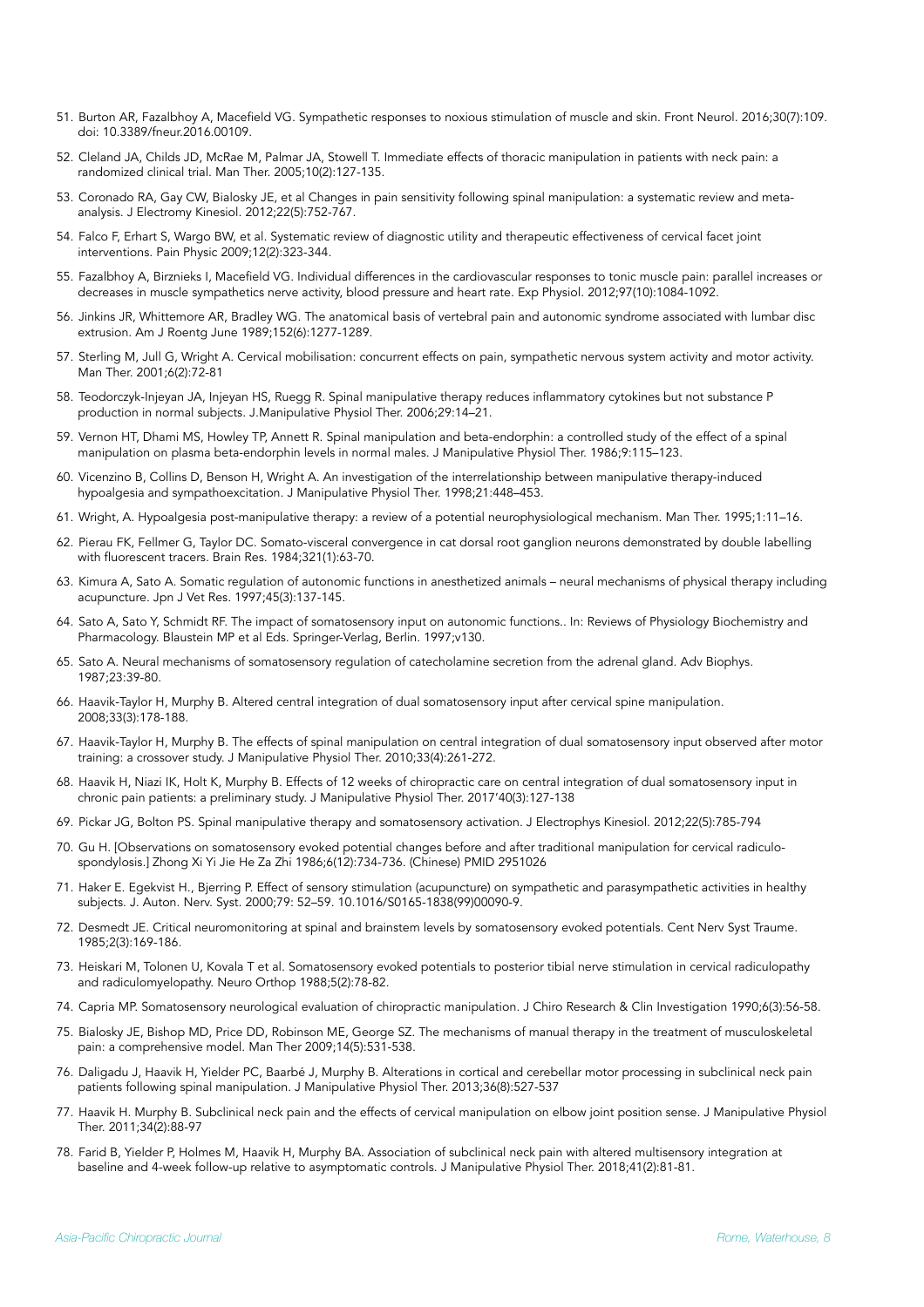51. Burton AR, Fazalbhoy A, Macefield VG. Sympathetic responses to noxious stimulation of muscle and skin. Front Neurol. 2016;30(7):109. doi: 10.3389/fneur.2016.00109.
52. Cleland JA, Childs JD, McRae M, Palmar JA, Stowell T. Immediate effects of thoracic manipulation in patients with neck pain: a randomized clinical trial. Man Ther. 2005;10(2):127-135.
53. Coronado RA, Gay CW, Bialosky JE, et al Changes in pain sensitivity following spinal manipulation: a systematic review and meta-analysis. J Electromy Kinesiol. 2012;22(5):752-767.
54. Falco F, Erhart S, Wargo BW, et al. Systematic review of diagnostic utility and therapeutic effectiveness of cervical facet joint interventions. Pain Physic 2009;12(2):323-344.
55. Fazalbhoy A, Birznieks I, Macefield VG. Individual differences in the cardiovascular responses to tonic muscle pain: parallel increases or decreases in muscle sympathetics nerve activity, blood pressure and heart rate. Exp Physiol. 2012;97(10):1084-1092.
56. Jinkins JR, Whittemore AR, Bradley WG. The anatomical basis of vertebral pain and autonomic syndrome associated with lumbar disc extrusion. Am J Roentg June 1989;152(6):1277-1289.
57. Sterling M, Jull G, Wright A. Cervical mobilisation: concurrent effects on pain, sympathetic nervous system activity and motor activity. Man Ther. 2001;6(2):72-81
58. Teodorczyk-Injeyan JA, Injeyan HS, Ruegg R. Spinal manipulative therapy reduces inflammatory cytokines but not substance P production in normal subjects. J.Manipulative Physiol Ther. 2006;29:14–21.
59. Vernon HT, Dhami MS, Howley TP, Annett R. Spinal manipulation and beta-endorphin: a controlled study of the effect of a spinal manipulation on plasma beta-endorphin levels in normal males. J Manipulative Physiol Ther. 1986;9:115–123.
60. Vicenzino B, Collins D, Benson H, Wright A. An investigation of the interrelationship between manipulative therapy-induced hypoalgesia and sympathoexcitation. J Manipulative Physiol Ther. 1998;21:448–453.
61. Wright, A. Hypoalgesia post-manipulative therapy: a review of a potential neurophysiological mechanism. Man Ther. 1995;1:11–16.
62. Pierau FK, Fellmer G, Taylor DC. Somato-visceral convergence in cat dorsal root ganglion neurons demonstrated by double labelling with fluorescent tracers. Brain Res. 1984;321(1):63-70.
63. Kimura A, Sato A. Somatic regulation of autonomic functions in anesthetized animals – neural mechanisms of physical therapy including acupuncture. Jpn J Vet Res. 1997;45(3):137-145.
64. Sato A, Sato Y, Schmidt RF. The impact of somatosensory input on autonomic functions.. In: Reviews of Physiology Biochemistry and Pharmacology. Blaustein MP et al Eds. Springer-Verlag, Berlin. 1997;v130.
65. Sato A. Neural mechanisms of somatosensory regulation of catecholamine secretion from the adrenal gland. Adv Biophys. 1987;23:39-80.
66. Haavik-Taylor H, Murphy B. Altered central integration of dual somatosensory input after cervical spine manipulation. 2008;33(3):178-188.
67. Haavik-Taylor H, Murphy B. The effects of spinal manipulation on central integration of dual somatosensory input observed after motor training: a crossover study. J Manipulative Physiol Ther. 2010;33(4):261-272.
68. Haavik H, Niazi IK, Holt K, Murphy B. Effects of 12 weeks of chiropractic care on central integration of dual somatosensory input in chronic pain patients: a preliminary study. J Manipulative Physiol Ther. 2017'40(3):127-138
69. Pickar JG, Bolton PS. Spinal manipulative therapy and somatosensory activation. J Electrophys Kinesiol. 2012;22(5):785-794
70. Gu H. [Observations on somatosensory evoked potential changes before and after traditional manipulation for cervical radiculo-spondylosis.] Zhong Xi Yi Jie He Za Zhi 1986;6(12):734-736. (Chinese) PMID 2951026
71. Haker E. Egekvist H., Bjerring P. Effect of sensory stimulation (acupuncture) on sympathetic and parasympathetic activities in healthy subjects. J. Auton. Nerv. Syst. 2000;79: 52–59. 10.1016/S0165-1838(99)00090-9.
72. Desmedt JE. Critical neuromonitoring at spinal and brainstem levels by somatosensory evoked potentials. Cent Nerv Syst Traume. 1985;2(3):169-186.
73. Heiskari M, Tolonen U, Kovala T et al. Somatosensory evoked potentials to posterior tibial nerve stimulation in cervical radiculopathy and radiculomyelopathy. Neuro Orthop 1988;5(2):78-82.
74. Capria MP. Somatosensory neurological evaluation of chiropractic manipulation. J Chiro Research & Clin Investigation 1990;6(3):56-58.
75. Bialosky JE, Bishop MD, Price DD, Robinson ME, George SZ. The mechanisms of manual therapy in the treatment of musculoskeletal pain: a comprehensive model. Man Ther 2009;14(5):531-538.
76. Daligadu J, Haavik H, Yielder PC, Baarbé J, Murphy B. Alterations in cortical and cerebellar motor processing in subclinical neck pain patients following spinal manipulation. J Manipulative Physiol Ther. 2013;36(8):527-537
77. Haavik H. Murphy B. Subclinical neck pain and the effects of cervical manipulation on elbow joint position sense. J Manipulative Physiol Ther. 2011;34(2):88-97
78. Farid B, Yielder P, Holmes M, Haavik H, Murphy BA. Association of subclinical neck pain with altered multisensory integration at baseline and 4-week follow-up relative to asymptomatic controls. J Manipulative Physiol Ther. 2018;41(2):81-81.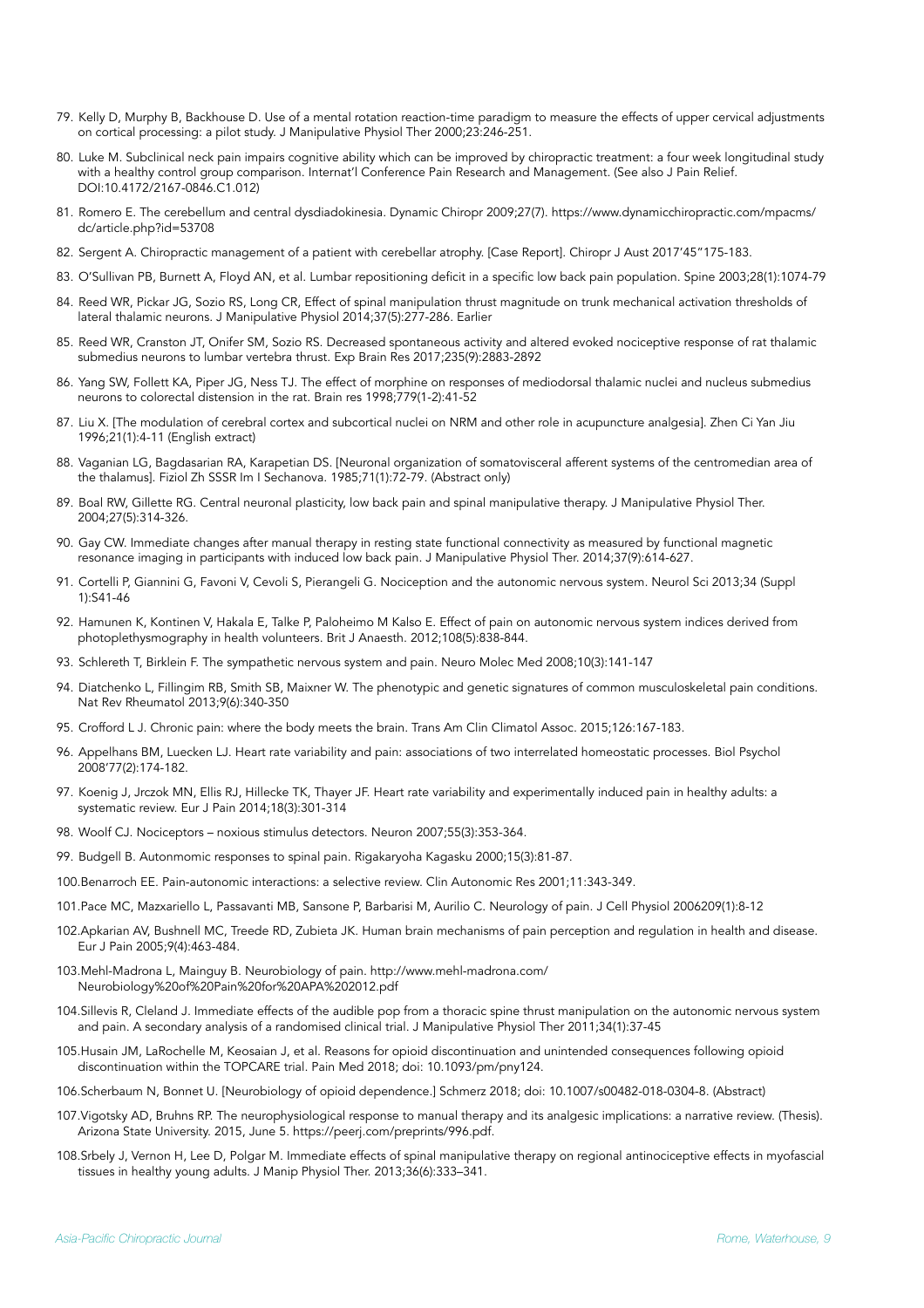79. Kelly D, Murphy B, Backhouse D. Use of a mental rotation reaction-time paradigm to measure the effects of upper cervical adjustments on cortical processing: a pilot study. J Manipulative Physiol Ther 2000;23:246-251.
80. Luke M. Subclinical neck pain impairs cognitive ability which can be improved by chiropractic treatment: a four week longitudinal study with a healthy control group comparison. Internat'l Conference Pain Research and Management. (See also J Pain Relief. DOI:10.4172/2167-0846.C1.012)
81. Romero E. The cerebellum and central dysdiadokinesia. Dynamic Chiropr 2009;27(7). https://www.dynamicchiropractic.com/mpacms/dc/article.php?id=53708
82. Sergent A. Chiropractic management of a patient with cerebellar atrophy. [Case Report]. Chiropr J Aust 2017'45"175-183.
83. O'Sullivan PB, Burnett A, Floyd AN, et al. Lumbar repositioning deficit in a specific low back pain population. Spine 2003;28(1):1074-79
84. Reed WR, Pickar JG, Sozio RS, Long CR, Effect of spinal manipulation thrust magnitude on trunk mechanical activation thresholds of lateral thalamic neurons. J Manipulative Physiol 2014;37(5):277-286. Earlier
85. Reed WR, Cranston JT, Onifer SM, Sozio RS. Decreased spontaneous activity and altered evoked nociceptive response of rat thalamic submedius neurons to lumbar vertebra thrust. Exp Brain Res 2017;235(9):2883-2892
86. Yang SW, Follett KA, Piper JG, Ness TJ. The effect of morphine on responses of mediodorsal thalamic nuclei and nucleus submedius neurons to colorectal distension in the rat. Brain res 1998;779(1-2):41-52
87. Liu X. [The modulation of cerebral cortex and subcortical nuclei on NRM and other role in acupuncture analgesia]. Zhen Ci Yan Jiu 1996;21(1):4-11 (English extract)
88. Vaganian LG, Bagdasarian RA, Karapetian DS. [Neuronal organization of somatovisceral afferent systems of the centromedian area of the thalamus]. Fiziol Zh SSSR Im I Sechanova. 1985;71(1):72-79. (Abstract only)
89. Boal RW, Gillette RG. Central neuronal plasticity, low back pain and spinal manipulative therapy. J Manipulative Physiol Ther. 2004;27(5):314-326.
90. Gay CW. Immediate changes after manual therapy in resting state functional connectivity as measured by functional magnetic resonance imaging in participants with induced low back pain. J Manipulative Physiol Ther. 2014;37(9):614-627.
91. Cortelli P, Giannini G, Favoni V, Cevoli S, Pierangeli G. Nociception and the autonomic nervous system. Neurol Sci 2013;34 (Suppl 1):S41-46
92. Hamunen K, Kontinen V, Hakala E, Talke P, Paloheimo M Kalso E. Effect of pain on autonomic nervous system indices derived from photoplethysmography in health volunteers. Brit J Anaesth. 2012;108(5):838-844.
93. Schlereth T, Birklein F. The sympathetic nervous system and pain. Neuro Molec Med 2008;10(3):141-147
94. Diatchenko L, Fillingim RB, Smith SB, Maixner W. The phenotypic and genetic signatures of common musculoskeletal pain conditions. Nat Rev Rheumatol 2013;9(6):340-350
95. Crofford L J. Chronic pain: where the body meets the brain. Trans Am Clin Climatol Assoc. 2015;126:167-183.
96. Appelhans BM, Luecken LJ. Heart rate variability and pain: associations of two interrelated homeostatic processes. Biol Psychol 2008'77(2):174-182.
97. Koenig J, Jrczok MN, Ellis RJ, Hillecke TK, Thayer JF. Heart rate variability and experimentally induced pain in healthy adults: a systematic review. Eur J Pain 2014;18(3):301-314
98. Woolf CJ. Nociceptors – noxious stimulus detectors. Neuron 2007;55(3):353-364.
99. Budgell B. Autonmomic responses to spinal pain. Rigakaryoha Kagasku 2000;15(3):81-87.
100. Benarroch EE. Pain-autonomic interactions: a selective review. Clin Autonomic Res 2001;11:343-349.
101. Pace MC, Mazxariello L, Passavanti MB, Sansone P, Barbarisi M, Aurilio C. Neurology of pain. J Cell Physiol 2006209(1):8-12
102. Apkarian AV, Bushnell MC, Treede RD, Zubieta JK. Human brain mechanisms of pain perception and regulation in health and disease. Eur J Pain 2005;9(4):463-484.
103. Mehl-Madrona L, Mainguy B. Neurobiology of pain. http://www.mehl-madrona.com/Neurobiology%20of%20Pain%20for%20APA%202012.pdf
104. Sillevis R, Cleland J. Immediate effects of the audible pop from a thoracic spine thrust manipulation on the autonomic nervous system and pain. A secondary analysis of a randomised clinical trial. J Manipulative Physiol Ther 2011;34(1):37-45
105. Husain JM, LaRochelle M, Keosaian J, et al. Reasons for opioid discontinuation and unintended consequences following opioid discontinuation within the TOPCARE trial. Pain Med 2018; doi: 10.1093/pm/pny124.
106. Scherbaum N, Bonnet U. [Neurobiology of opioid dependence.] Schmerz 2018; doi: 10.1007/s00482-018-0304-8. (Abstract)
107. Vigotsky AD, Bruhns RP. The neurophysiological response to manual therapy and its analgesic implications: a narrative review. (Thesis). Arizona State University. 2015, June 5. https://peerj.com/preprints/996.pdf.
108. Srbely J, Vernon H, Lee D, Polgar M. Immediate effects of spinal manipulative therapy on regional antinociceptive effects in myofascial tissues in healthy young adults. J Manip Physiol Ther. 2013;36(6):333–341.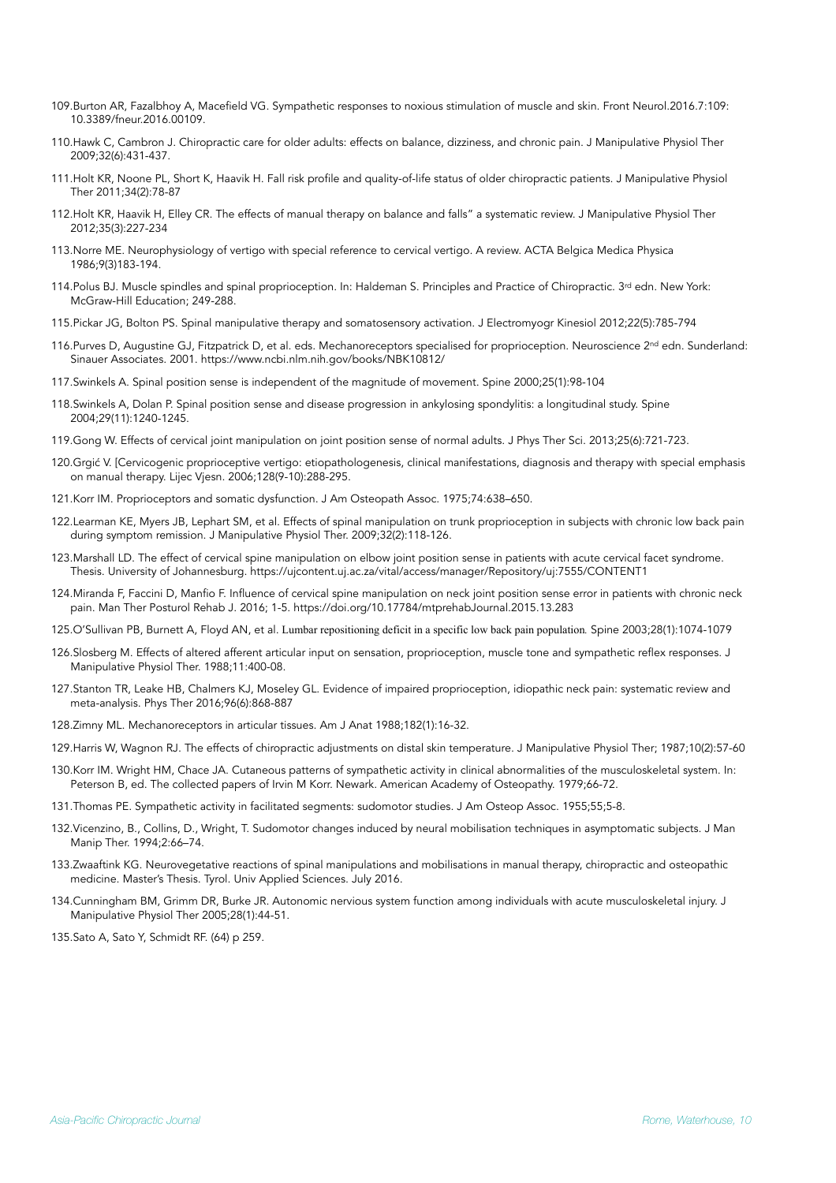109. Burton AR, Fazalbhoy A, Macefield VG. Sympathetic responses to noxious stimulation of muscle and skin. Front Neurol.2016.7:109: 10.3389/fneur.2016.00109.

110. Hawk C, Cambron J. Chiropractic care for older adults: effects on balance, dizziness, and chronic pain. J Manipulative Physiol Ther 2009;32(6):431-437.

111. Holt KR, Noone PL, Short K, Haavik H. Fall risk profile and quality-of-life status of older chiropractic patients. J Manipulative Physiol Ther 2011;34(2):78-87

112. Holt KR, Haavik H, Elley CR. The effects of manual therapy on balance and falls" a systematic review. J Manipulative Physiol Ther 2012;35(3):227-234

113. Norre ME. Neurophysiology of vertigo with special reference to cervical vertigo. A review. ACTA Belgica Medica Physica 1986;9(3)183-194.

114. Polus BJ. Muscle spindles and spinal proprioception. In: Haldeman S. Principles and Practice of Chiropractic. 3rd edn. New York: McGraw-Hill Education; 249-288.

115. Pickar JG, Bolton PS. Spinal manipulative therapy and somatosensory activation. J Electromyogr Kinesiol 2012;22(5):785-794

116. Purves D, Augustine GJ, Fitzpatrick D, et al. eds. Mechanoreceptors specialised for proprioception. Neuroscience 2nd edn. Sunderland: Sinauer Associates. 2001. https://www.ncbi.nlm.nih.gov/books/NBK10812/

117. Swinkels A. Spinal position sense is independent of the magnitude of movement. Spine 2000;25(1):98-104

118. Swinkels A, Dolan P. Spinal position sense and disease progression in ankylosing spondylitis: a longitudinal study. Spine 2004;29(11):1240-1245.

119. Gong W. Effects of cervical joint manipulation on joint position sense of normal adults. J Phys Ther Sci. 2013;25(6):721-723.

120. Grgić V. [Cervicogenic proprioceptive vertigo: etiopathologenesis, clinical manifestations, diagnosis and therapy with special emphasis on manual therapy. Lijec Vjesn. 2006;128(9-10):288-295.

121. Korr IM. Proprioceptors and somatic dysfunction. J Am Osteopath Assoc. 1975;74:638–650.

122. Learman KE, Myers JB, Lephart SM, et al. Effects of spinal manipulation on trunk proprioception in subjects with chronic low back pain during symptom remission. J Manipulative Physiol Ther. 2009;32(2):118-126.

123. Marshall LD. The effect of cervical spine manipulation on elbow joint position sense in patients with acute cervical facet syndrome. Thesis. University of Johannesburg. https://ujcontent.uj.ac.za/vital/access/manager/Repository/uj:7555/CONTENT1

124. Miranda F, Faccini D, Manfio F. Influence of cervical spine manipulation on neck joint position sense error in patients with chronic neck pain. Man Ther Posturol Rehab J. 2016; 1-5. https://doi.org/10.17784/mtprehabJournal.2015.13.283

125. O'Sullivan PB, Burnett A, Floyd AN, et al. Lumbar repositioning deficit in a specific low back pain population. Spine 2003;28(1):1074-1079

126. Slosberg M. Effects of altered afferent articular input on sensation, proprioception, muscle tone and sympathetic reflex responses. J Manipulative Physiol Ther. 1988;11:400-08.

127. Stanton TR, Leake HB, Chalmers KJ, Moseley GL. Evidence of impaired proprioception, idiopathic neck pain: systematic review and meta-analysis. Phys Ther 2016;96(6):868-887

128. Zimny ML. Mechanoreceptors in articular tissues. Am J Anat 1988;182(1):16-32.

129. Harris W, Wagnon RJ. The effects of chiropractic adjustments on distal skin temperature. J Manipulative Physiol Ther; 1987;10(2):57-60

130. Korr IM. Wright HM, Chace JA. Cutaneous patterns of sympathetic activity in clinical abnormalities of the musculoskeletal system. In: Peterson B, ed. The collected papers of Irvin M Korr. Newark. American Academy of Osteopathy. 1979;66-72.

131. Thomas PE. Sympathetic activity in facilitated segments: sudomotor studies. J Am Osteop Assoc. 1955;55;5-8.

132. Vicenzino, B., Collins, D., Wright, T. Sudomotor changes induced by neural mobilisation techniques in asymptomatic subjects. J Man Manip Ther. 1994;2:66–74.

133. Zwaaftink KG. Neurovegetative reactions of spinal manipulations and mobilisations in manual therapy, chiropractic and osteopathic medicine. Master's Thesis. Tyrol. Univ Applied Sciences. July 2016.

134. Cunningham BM, Grimm DR, Burke JR. Autonomic nervous system function among individuals with acute musculoskeletal injury. J Manipulative Physiol Ther 2005;28(1):44-51.

135. Sato A, Sato Y, Schmidt RF. (64) p 259.